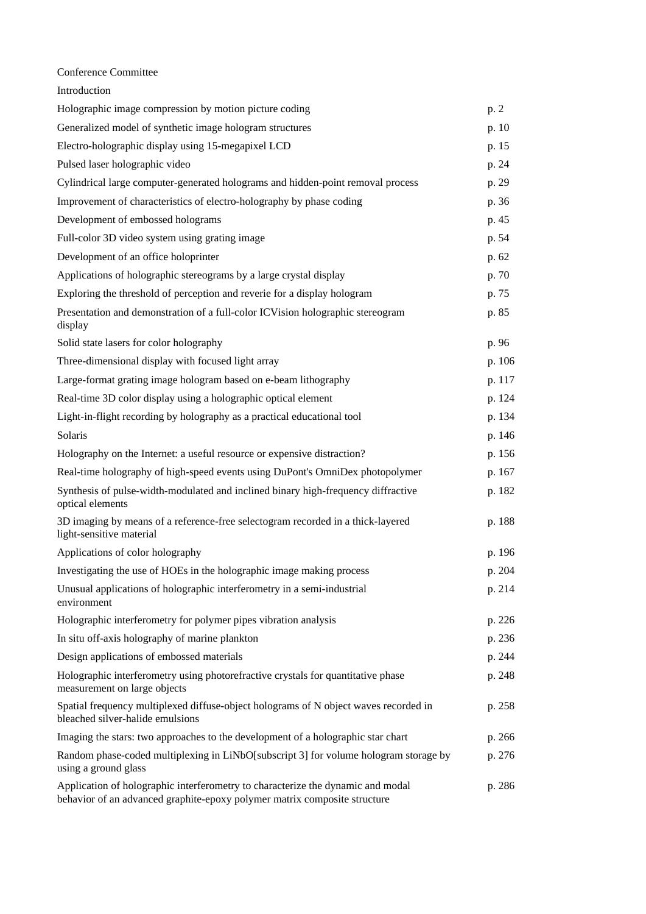Conference Committee

Introduction

| | |
|---|---|
| Holographic image compression by motion picture coding | p. 2 |
| Generalized model of synthetic image hologram structures | p. 10 |
| Electro-holographic display using 15-megapixel LCD | p. 15 |
| Pulsed laser holographic video | p. 24 |
| Cylindrical large computer-generated holograms and hidden-point removal process | p. 29 |
| Improvement of characteristics of electro-holography by phase coding | p. 36 |
| Development of embossed holograms | p. 45 |
| Full-color 3D video system using grating image | p. 54 |
| Development of an office holoprinter | p. 62 |
| Applications of holographic stereograms by a large crystal display | p. 70 |
| Exploring the threshold of perception and reverie for a display hologram | p. 75 |
| Presentation and demonstration of a full-color ICVision holographic stereogram display | p. 85 |
| Solid state lasers for color holography | p. 96 |
| Three-dimensional display with focused light array | p. 106 |
| Large-format grating image hologram based on e-beam lithography | p. 117 |
| Real-time 3D color display using a holographic optical element | p. 124 |
| Light-in-flight recording by holography as a practical educational tool | p. 134 |
| Solaris | p. 146 |
| Holography on the Internet: a useful resource or expensive distraction? | p. 156 |
| Real-time holography of high-speed events using DuPont's OmniDex photopolymer | p. 167 |
| Synthesis of pulse-width-modulated and inclined binary high-frequency diffractive optical elements | p. 182 |
| 3D imaging by means of a reference-free selectogram recorded in a thick-layered light-sensitive material | p. 188 |
| Applications of color holography | p. 196 |
| Investigating the use of HOEs in the holographic image making process | p. 204 |
| Unusual applications of holographic interferometry in a semi-industrial environment | p. 214 |
| Holographic interferometry for polymer pipes vibration analysis | p. 226 |
| In situ off-axis holography of marine plankton | p. 236 |
| Design applications of embossed materials | p. 244 |
| Holographic interferometry using photorefractive crystals for quantitative phase measurement on large objects | p. 248 |
| Spatial frequency multiplexed diffuse-object holograms of N object waves recorded in bleached silver-halide emulsions | p. 258 |
| Imaging the stars: two approaches to the development of a holographic star chart | p. 266 |
| Random phase-coded multiplexing in $LiNbO_3$ for volume hologram storage by using a ground glass | p. 276 |
| Application of holographic interferometry to characterize the dynamic and modal behavior of an advanced graphite-epoxy polymer matrix composite structure | p. 286 |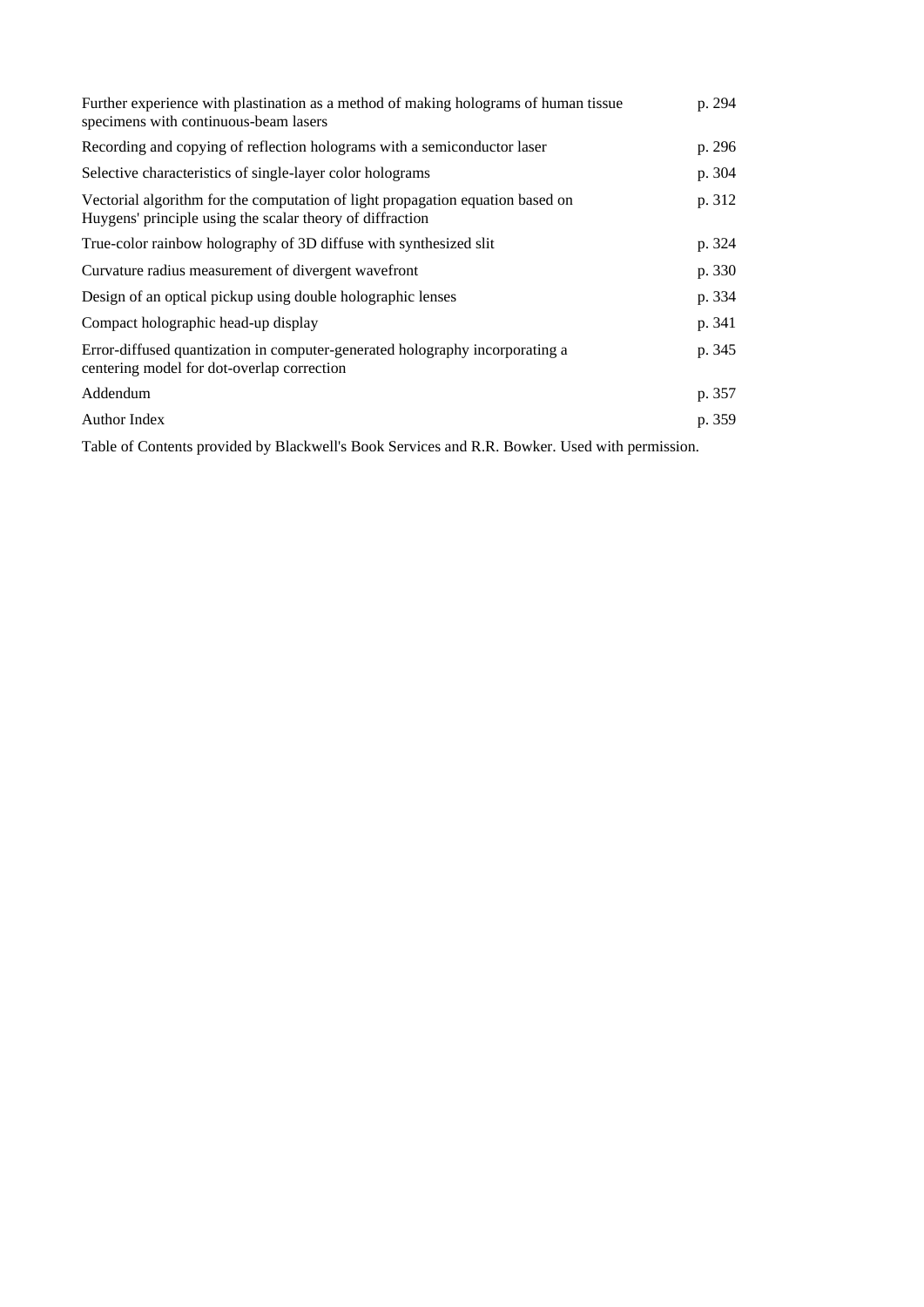| | |
|---|---|
| Further experience with plastination as a method of making holograms of human tissue specimens with continuous-beam lasers | p. 294 |
| Recording and copying of reflection holograms with a semiconductor laser | p. 296 |
| Selective characteristics of single-layer color holograms | p. 304 |
| Vectorial algorithm for the computation of light propagation equation based on Huygens' principle using the scalar theory of diffraction | p. 312 |
| True-color rainbow holography of 3D diffuse with synthesized slit | p. 324 |
| Curvature radius measurement of divergent wavefront | p. 330 |
| Design of an optical pickup using double holographic lenses | p. 334 |
| Compact holographic head-up display | p. 341 |
| Error-diffused quantization in computer-generated holography incorporating a centering model for dot-overlap correction | p. 345 |
| Addendum | p. 357 |
| Author Index | p. 359 |

Table of Contents provided by Blackwell's Book Services and R.R. Bowker. Used with permission.